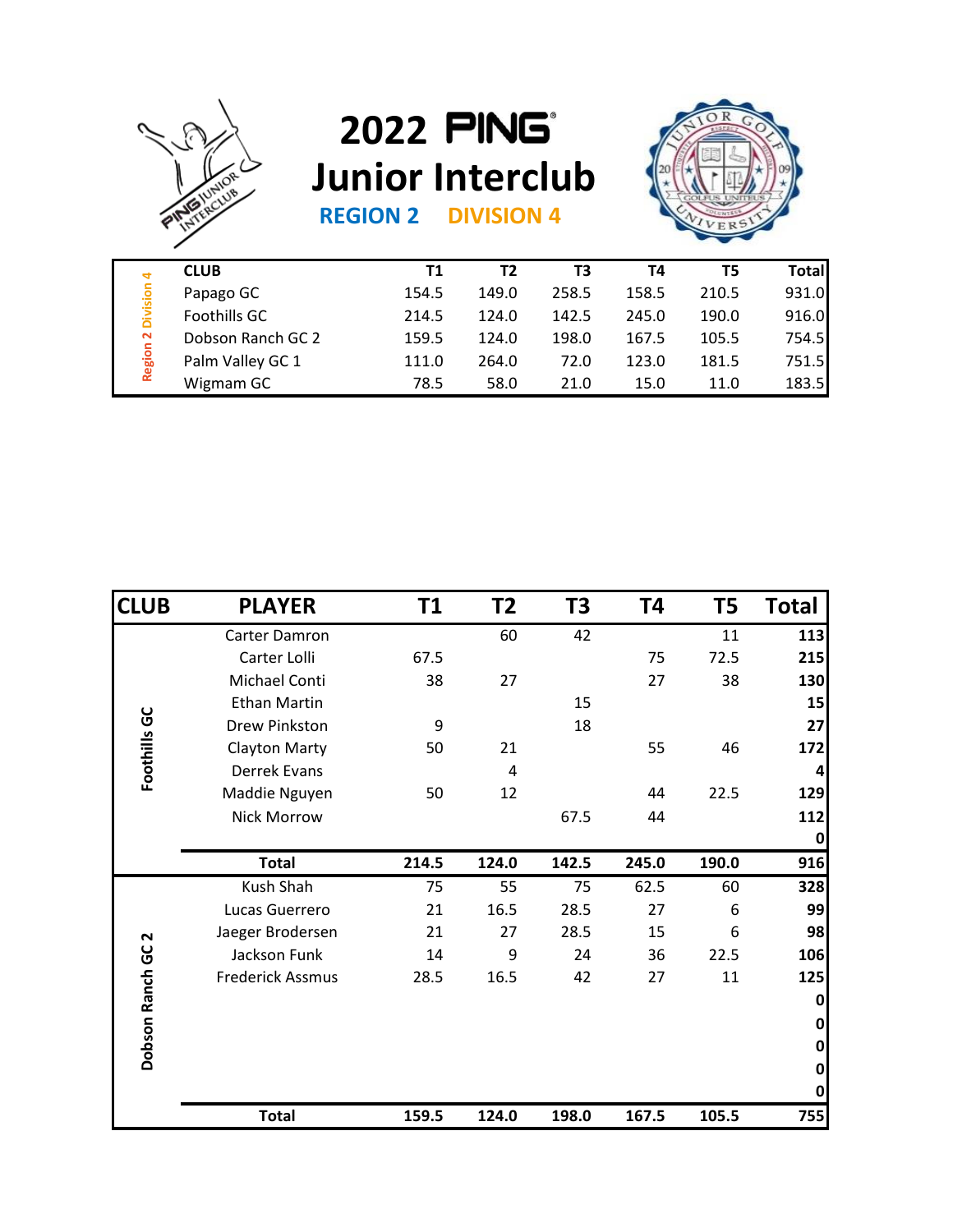# 2022 PING Junior Interclub

## REGION 2 DIVISION 4

| | CLUB | T1 | T2 | T3 | T4 | T5 | Total |
|---|---|---|---|---|---|---|---|
| Region 2 Division 4 | Papago GC | 154.5 | 149.0 | 258.5 | 158.5 | 210.5 | 931.0 |
| | Foothills GC | 214.5 | 124.0 | 142.5 | 245.0 | 190.0 | 916.0 |
| | Dobson Ranch GC 2 | 159.5 | 124.0 | 198.0 | 167.5 | 105.5 | 754.5 |
| | Palm Valley GC 1 | 111.0 | 264.0 | 72.0 | 123.0 | 181.5 | 751.5 |
| | Wigmam GC | 78.5 | 58.0 | 21.0 | 15.0 | 11.0 | 183.5 |

| CLUB | PLAYER | T1 | T2 | T3 | T4 | T5 | Total |
|---|---|---|---|---|---|---|---|
| Foothills GC | Carter Damron | | 60 | 42 | | 11 | **113** |
| | Carter Lolli | 67.5 | | | 75 | 72.5 | **215** |
| | Michael Conti | 38 | 27 | | 27 | 38 | **130** |
| | Ethan Martin | | | 15 | | | **15** |
| | Drew Pinkston | 9 | | 18 | | | **27** |
| | Clayton Marty | 50 | 21 | | 55 | 46 | **172** |
| | Derrek Evans | | 4 | | | | **4** |
| | Maddie Nguyen | 50 | 12 | | 44 | 22.5 | **129** |
| | Nick Morrow | | | 67.5 | 44 | | **112** |
| | | | | | | | **0** |
| | **Total** | **214.5** | **124.0** | **142.5** | **245.0** | **190.0** | **916** |
| Dobson Ranch GC 2 | Kush Shah | 75 | 55 | 75 | 62.5 | 60 | **328** |
| | Lucas Guerrero | 21 | 16.5 | 28.5 | 27 | 6 | **99** |
| | Jaeger Brodersen | 21 | 27 | 28.5 | 15 | 6 | **98** |
| | Jackson Funk | 14 | 9 | 24 | 36 | 22.5 | **106** |
| | Frederick Assmus | 28.5 | 16.5 | 42 | 27 | 11 | **125** |
| | | | | | | | **0** |
| | | | | | | | **0** |
| | | | | | | | **0** |
| | | | | | | | **0** |
| | | | | | | | **0** |
| | **Total** | **159.5** | **124.0** | **198.0** | **167.5** | **105.5** | **755** |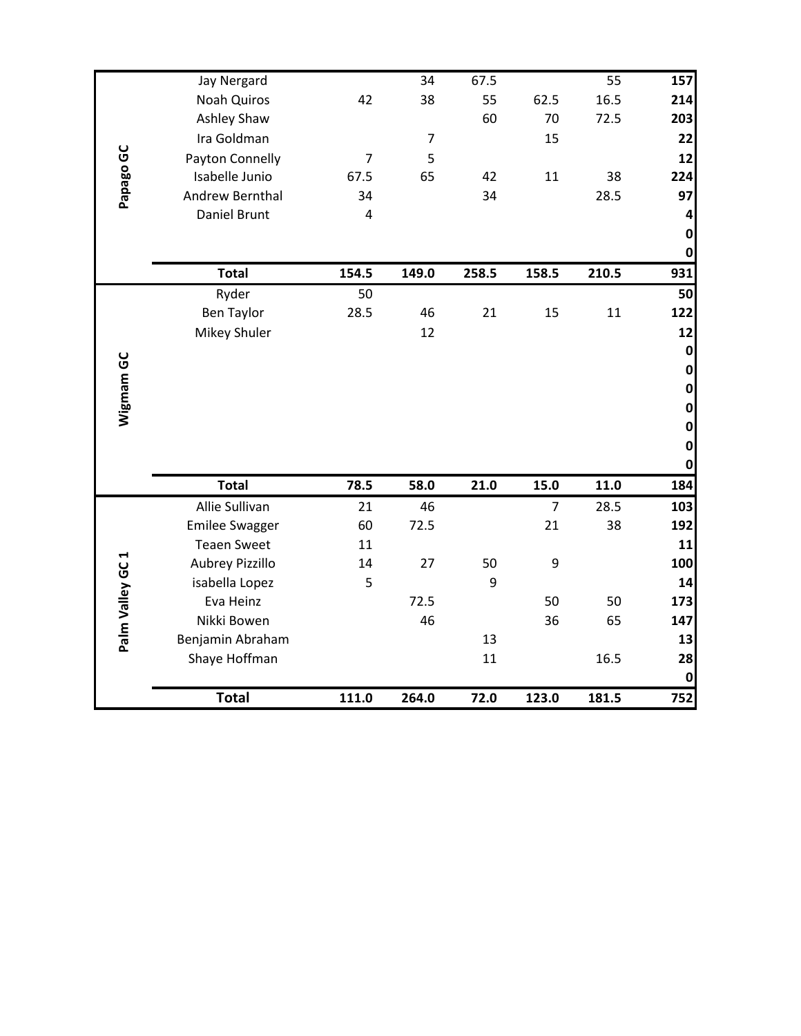| | | | | | | | |
|---|---|---|---|---|---|---|---|
| Papago GC | Jay Nergard | | 34 | 67.5 | | 55 | **157** |
| | Noah Quiros | 42 | 38 | 55 | 62.5 | 16.5 | **214** |
| | Ashley Shaw | | | 60 | 70 | 72.5 | **203** |
| | Ira Goldman | | 7 | | 15 | | **22** |
| | Payton Connelly | 7 | 5 | | | | **12** |
| | Isabelle Junio | 67.5 | 65 | 42 | 11 | 38 | **224** |
| | Andrew Bernthal | 34 | | 34 | | 28.5 | **97** |
| | Daniel Brunt | 4 | | | | | **4** |
| | | | | | | | **0** |
| | | | | | | | **0** |
| | **Total** | **154.5** | **149.0** | **258.5** | **158.5** | **210.5** | **931** |
| Wigmam GC | Ryder | 50 | | | | | **50** |
| | Ben Taylor | 28.5 | 46 | 21 | 15 | 11 | **122** |
| | Mikey Shuler | | 12 | | | | **12** |
| | | | | | | | **0** |
| | | | | | | | **0** |
| | | | | | | | **0** |
| | | | | | | | **0** |
| | | | | | | | **0** |
| | | | | | | | **0** |
| | | | | | | | **0** |
| | **Total** | **78.5** | **58.0** | **21.0** | **15.0** | **11.0** | **184** |
| Palm Valley GC 1 | Allie Sullivan | 21 | 46 | | 7 | 28.5 | **103** |
| | Emilee Swagger | 60 | 72.5 | | 21 | 38 | **192** |
| | Teaen Sweet | 11 | | | | | **11** |
| | Aubrey Pizzillo | 14 | 27 | 50 | 9 | | **100** |
| | isabella Lopez | 5 | | 9 | | | **14** |
| | Eva Heinz | | 72.5 | | 50 | 50 | **173** |
| | Nikki Bowen | | 46 | | 36 | 65 | **147** |
| | Benjamin Abraham | | | 13 | | | **13** |
| | Shaye Hoffman | | | 11 | | 16.5 | **28** |
| | | | | | | | **0** |
| | **Total** | **111.0** | **264.0** | **72.0** | **123.0** | **181.5** | **752** |